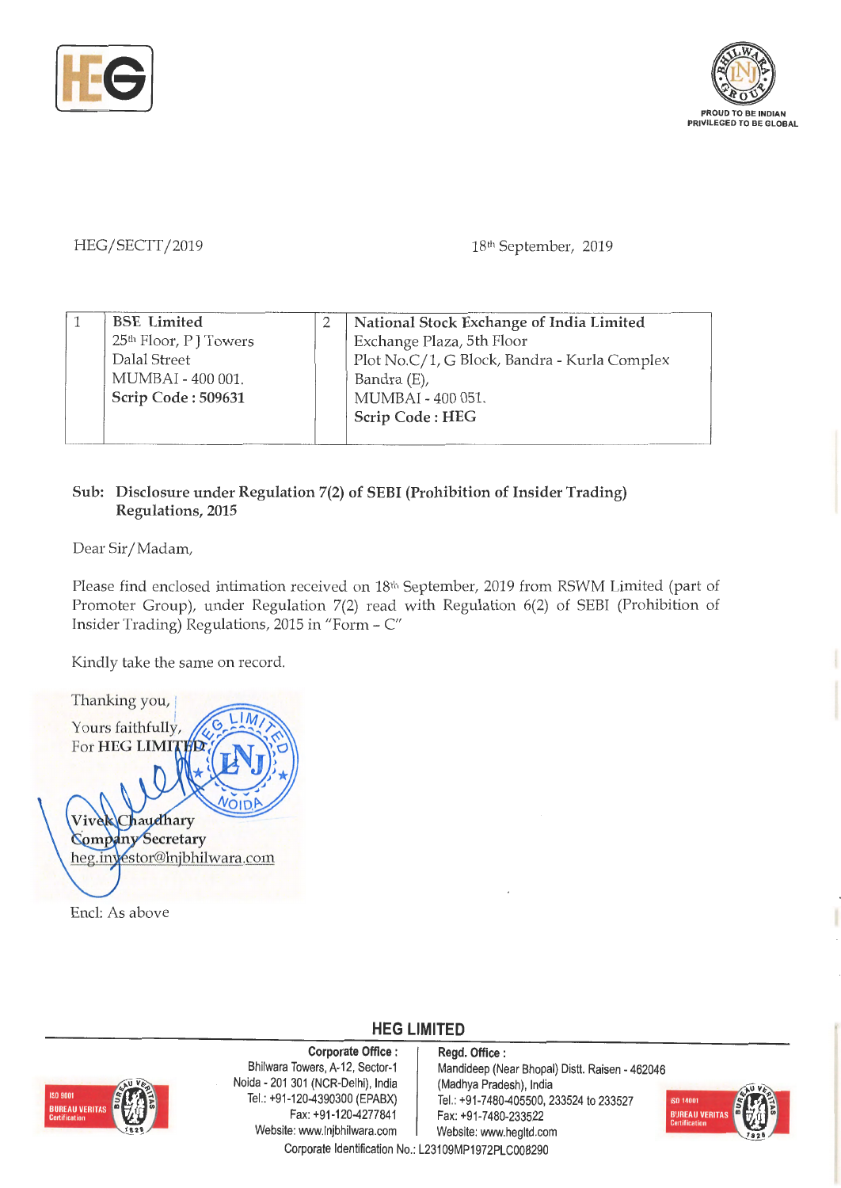HEG/SECTT/2019 18th September, 2019

| 1 | **BSE Limited**<br>25th Floor, P J Towers<br>Dalal Street<br>MUMBAI - 400 001.<br>**Scrip Code : 509631** | 2 | **National Stock Exchange of India Limited**<br>Exchange Plaza, 5th Floor<br>Plot No.C/1, G Block, Bandra - Kurla Complex<br>Bandra (E),<br>MUMBAI - 400 051.<br>**Scrip Code : HEG** |
|---|---|---|---|

**Sub: Disclosure under Regulation 7(2) of SEBI (Prohibition of Insider Trading) Regulations, 2015**

Dear Sir/Madam,

Please find enclosed intimation received on 18th September, 2019 from RSWM Limited (part of Promoter Group), under Regulation 7(2) read with Regulation 6(2) of SEBI (Prohibition of Insider Trading) Regulations, 2015 in "Form – C"

Kindly take the same on record.

Thanking you,

Yours faithfully,

For **HEG LIMITED**

**Vivek Chaudhary**
**Company Secretary**
heg.investor@lnjbhilwara.com

Encl: As above

**HEG LIMITED**

**Corporate Office :** Bhilwara Towers, A-12, Sector-1, Noida - 201 301 (NCR-Delhi), India, Tel.: +91-120-4390300 (EPABX), Fax: +91-120-4277841, Website: www.lnjbhilwara.com

**Regd. Office :** Mandideep (Near Bhopal) Distt. Raisen - 462046 (Madhya Pradesh), India, Tel.: +91-7480-405500, 233524 to 233527, Fax: +91-7480-233522, Website: www.hegltd.com

Corporate Identification No.: L23109MP1972PLC008290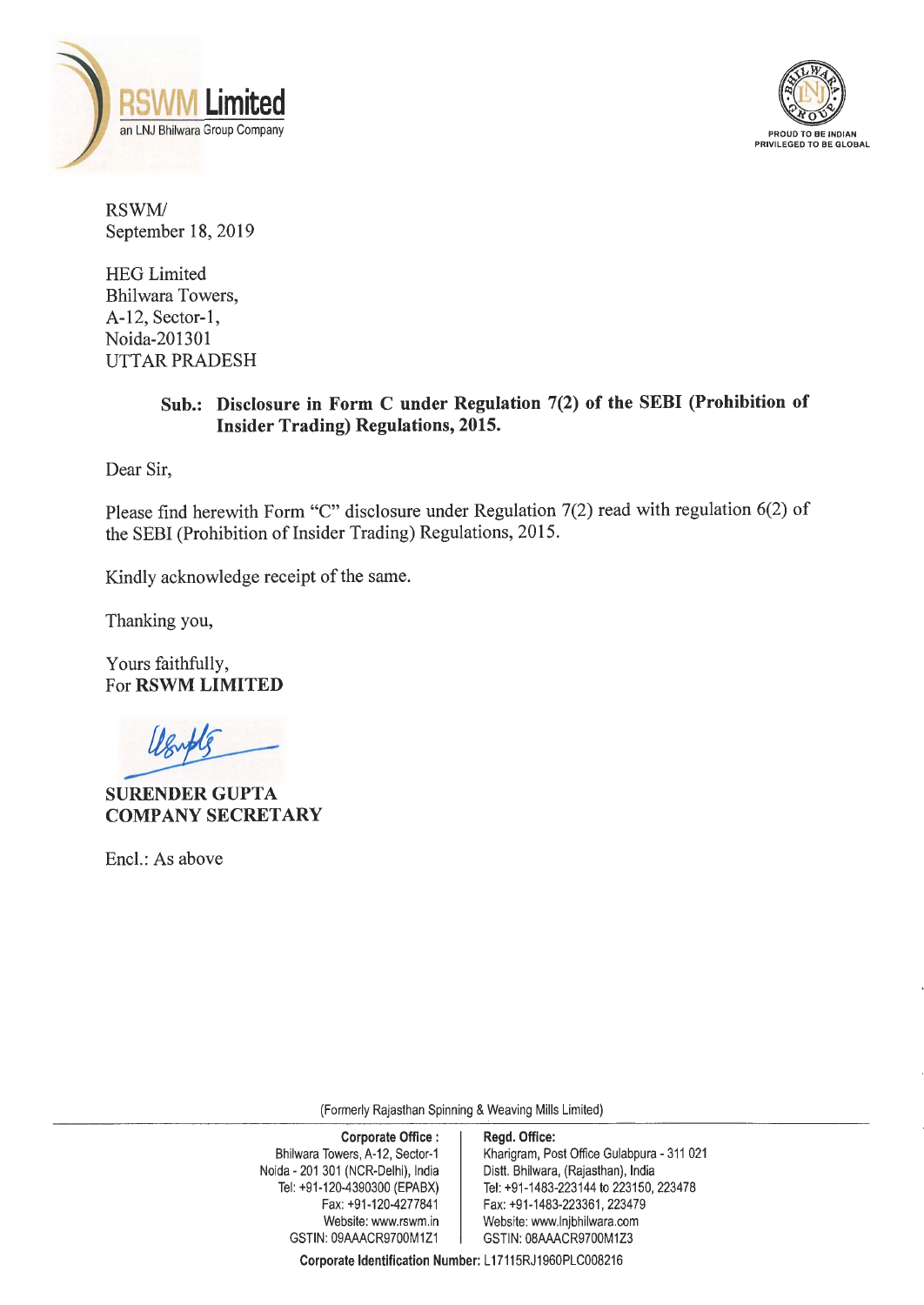RSWM/
September 18, 2019

HEG Limited
Bhilwara Towers,
A-12, Sector-1,
Noida-201301
UTTAR PRADESH

**Sub.: Disclosure in Form C under Regulation 7(2) of the SEBI (Prohibition of Insider Trading) Regulations, 2015.**

Dear Sir,

Please find herewith Form "C" disclosure under Regulation 7(2) read with regulation 6(2) of the SEBI (Prohibition of Insider Trading) Regulations, 2015.

Kindly acknowledge receipt of the same.

Thanking you,

Yours faithfully,
For **RSWM LIMITED**

**SURENDER GUPTA**
**COMPANY SECRETARY**

Encl.: As above

(Formerly Rajasthan Spinning & Weaving Mills Limited)

**Corporate Office :**
Bhilwara Towers, A-12, Sector-1
Noida - 201 301 (NCR-Delhi), India
Tel: +91-120-4390300 (EPABX)
Fax: +91-120-4277841
Website: www.rswm.in
GSTIN: 09AAACR9700M1Z1

**Regd. Office:**
Kharigram, Post Office Gulabpura - 311 021
Distt. Bhilwara, (Rajasthan), India
Tel: +91-1483-223144 to 223150, 223478
Fax: +91-1483-223361, 223479
Website: www.lnjbhilwara.com
GSTIN: 08AAACR9700M1Z3

**Corporate Identification Number:** L17115RJ1960PLC008216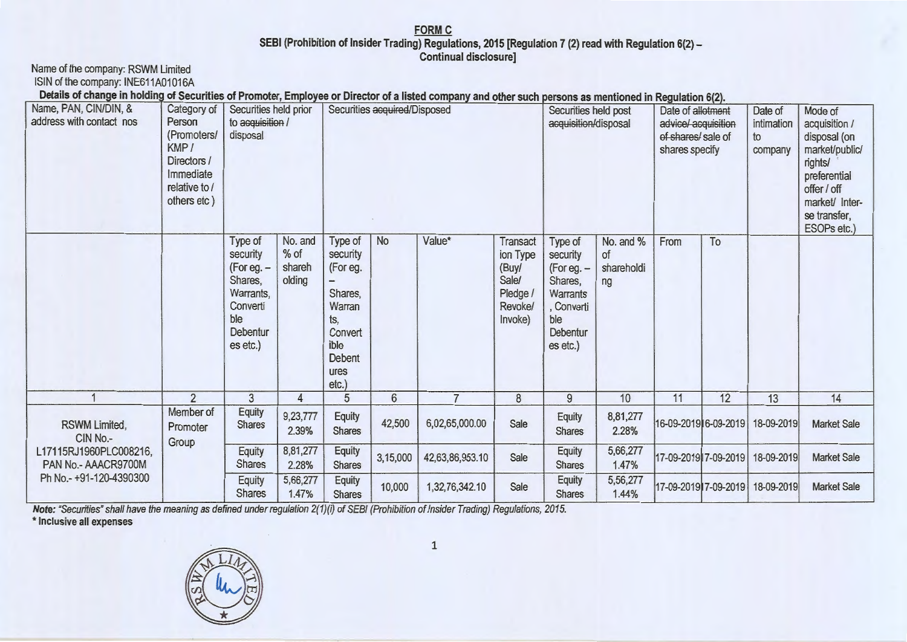**FORM C**

**SEBI (Prohibition of Insider Trading) Regulations, 2015 [Regulation 7 (2) read with Regulation 6(2) – Continual disclosure]**

Name of the company: RSWM Limited

ISIN of the company: INE611A01016A

**Details of change in holding of Securities of Promoter, Employee or Director of a listed company and other such persons as mentioned in Regulation 6(2).**

| Name, PAN, CIN/DIN, & address with contact nos | Category of Person (Promoters/ KMP / Directors / Immediate relative to / others etc ) | Securities held prior to ~~acquisition~~ / disposal | | Securities ~~acquired~~/Disposed | | | | Securities held post ~~acquisition~~/disposal | | Date of ~~allotment advice/ acquisition of shares/~~ sale of shares specify | | Date of intimation to company | Mode of acquisition / disposal (on market/public/ rights/ preferential offer / off market/ Inter-se transfer, ESOPs etc.) |
|---|---|---|---|---|---|---|---|---|---|---|---|---|---|
| | | Type of security (For eg. – Shares, Warrants, Convertible Debentures etc.) | No. and % of shareholding | Type of security (For eg. – Shares, Warrants, Convertible Debentures etc.) | No | Value* | Transaction Type (Buy/ Sale/ Pledge / Revoke/ Invoke) | Type of security (For eg. – Shares, Warrants, Convertible Debentures etc.) | No. and % of shareholding | From | To | | |
| 1 | 2 | 3 | 4 | 5 | 6 | 7 | 8 | 9 | 10 | 11 | 12 | 13 | 14 |
| RSWM Limited, CIN No.- L17115RJ1960PLC008216, PAN No.- AAACR9700M Ph No.- +91-120-4390300 | Member of Promoter Group | Equity Shares | 9,23,777 2.39% | Equity Shares | 42,500 | 6,02,65,000.00 | Sale | Equity Shares | 8,81,277 2.28% | 16-09-2019 | 16-09-2019 | 18-09-2019 | Market Sale |
| | | Equity Shares | 8,81,277 2.28% | Equity Shares | 3,15,000 | 42,63,86,953.10 | Sale | Equity Shares | 5,66,277 1.47% | 17-09-2019 | 17-09-2019 | 18-09-2019 | Market Sale |
| | | Equity Shares | 5,66,277 1.47% | Equity Shares | 10,000 | 1,32,76,342.10 | Sale | Equity Shares | 5,56,277 1.44% | 17-09-2019 | 17-09-2019 | 18-09-2019 | Market Sale |

***Note:** "Securities" shall have the meaning as defined under regulation 2(1)(i) of SEBI (Prohibition of Insider Trading) Regulations, 2015.*

**\* Inclusive all expenses**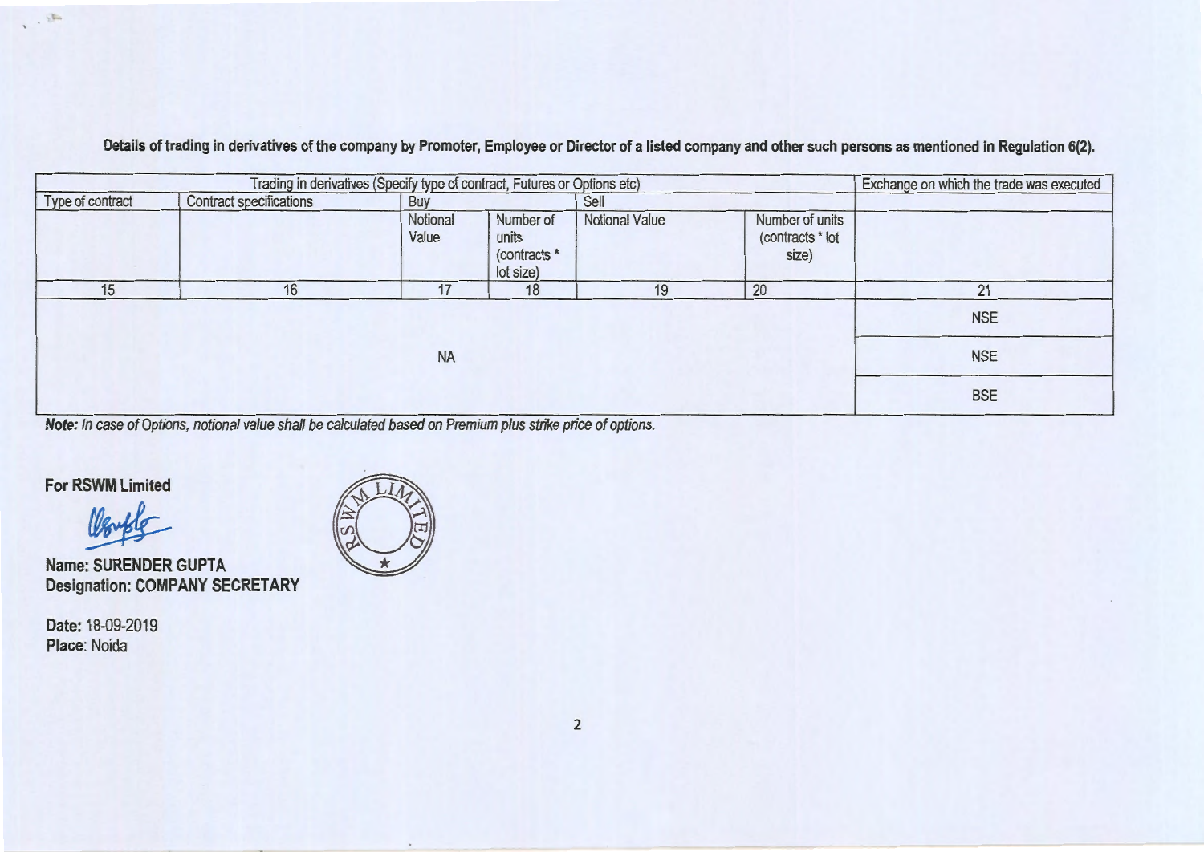**Details of trading in derivatives of the company by Promoter, Employee or Director of a listed company and other such persons as mentioned in Regulation 6(2).**

| Trading in derivatives (Specify type of contract, Futures or Options etc) | | | | | | Exchange on which the trade was executed |
|---|---|---|---|---|---|---|
| Type of contract | Contract specifications | Buy | | Sell | | |
| | | Notional Value | Number of units (contracts * lot size) | Notional Value | Number of units (contracts * lot size) | |
| 15 | 16 | 17 | 18 | 19 | 20 | 21 |
| NA | | | | | | NSE |
| | | | | | | NSE |
| | | | | | | BSE |

***Note:** In case of Options, notional value shall be calculated based on Premium plus strike price of options.*

**For RSWM Limited**

**Name: SURENDER GUPTA**
**Designation: COMPANY SECRETARY**

**Date:** 18-09-2019
**Place:** Noida